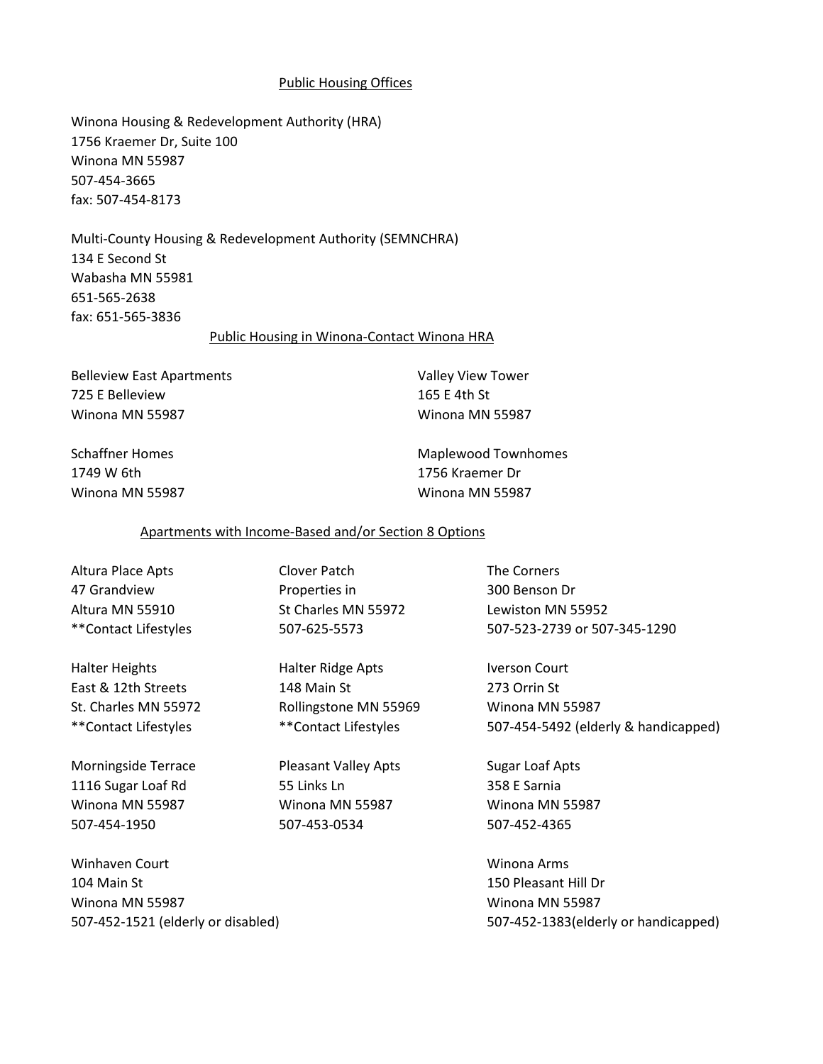## Public Housing Offices

Winona Housing & Redevelopment Authority (HRA)
1756 Kraemer Dr, Suite 100
Winona MN 55987
507-454-3665
fax: 507-454-8173

Multi-County Housing & Redevelopment Authority (SEMNCHRA)
134 E Second St
Wabasha MN 55981
651-565-2638
fax: 651-565-3836

## Public Housing in Winona-Contact Winona HRA

Belleview East Apartments
725 E Belleview
Winona MN 55987

Valley View Tower
165 E 4th St
Winona MN 55987

Schaffner Homes
1749 W 6th
Winona MN 55987

Maplewood Townhomes
1756 Kraemer Dr
Winona MN 55987

## Apartments with Income-Based and/or Section 8 Options

Altura Place Apts
47 Grandview
Altura MN 55910
**Contact Lifestyles

Clover Patch
Properties in
St Charles MN 55972
507-625-5573

The Corners
300 Benson Dr
Lewiston MN 55952
507-523-2739 or 507-345-1290

Halter Heights
East & 12th Streets
St. Charles MN 55972
**Contact Lifestyles

Halter Ridge Apts
148 Main St
Rollingstone MN 55969
**Contact Lifestyles

Iverson Court
273 Orrin St
Winona MN 55987
507-454-5492 (elderly & handicapped)

Morningside Terrace
1116 Sugar Loaf Rd
Winona MN 55987
507-454-1950

Pleasant Valley Apts
55 Links Ln
Winona MN 55987
507-453-0534

Sugar Loaf Apts
358 E Sarnia
Winona MN 55987
507-452-4365

Winhaven Court
104 Main St
Winona MN 55987
507-452-1521 (elderly or disabled)

Winona Arms
150 Pleasant Hill Dr
Winona MN 55987
507-452-1383(elderly or handicapped)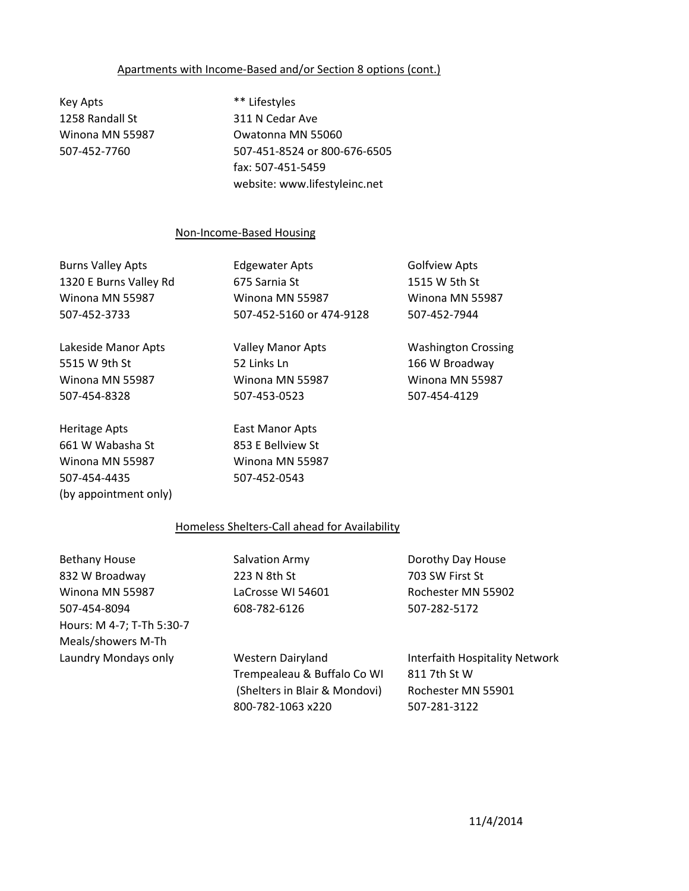## Apartments with Income-Based and/or Section 8 options (cont.)

Key Apts
1258 Randall St
Winona MN 55987
507-452-7760

** Lifestyles
311 N Cedar Ave
Owatonna MN 55060
507-451-8524 or 800-676-6505
fax: 507-451-5459
website: www.lifestyleinc.net

## Non-Income-Based Housing

Burns Valley Apts
1320 E Burns Valley Rd
Winona MN 55987
507-452-3733

Edgewater Apts
675 Sarnia St
Winona MN 55987
507-452-5160 or 474-9128

Golfview Apts
1515 W 5th St
Winona MN 55987
507-452-7944

Lakeside Manor Apts
5515 W 9th St
Winona MN 55987
507-454-8328

Valley Manor Apts
52 Links Ln
Winona MN 55987
507-453-0523

Washington Crossing
166 W Broadway
Winona MN 55987
507-454-4129

Heritage Apts
661 W Wabasha St
Winona MN 55987
507-454-4435
(by appointment only)

East Manor Apts
853 E Bellview St
Winona MN 55987
507-452-0543

## Homeless Shelters-Call ahead for Availability

Bethany House
832 W Broadway
Winona MN 55987
507-454-8094
Hours: M 4-7; T-Th 5:30-7
Meals/showers M-Th
Laundry Mondays only

Salvation Army
223 N 8th St
LaCrosse WI 54601
608-782-6126

Dorothy Day House
703 SW First St
Rochester MN 55902
507-282-5172

Western Dairyland
Trempealeau & Buffalo Co WI
(Shelters in Blair & Mondovi)
800-782-1063 x220

Interfaith Hospitality Network
811 7th St W
Rochester MN 55901
507-281-3122

11/4/2014